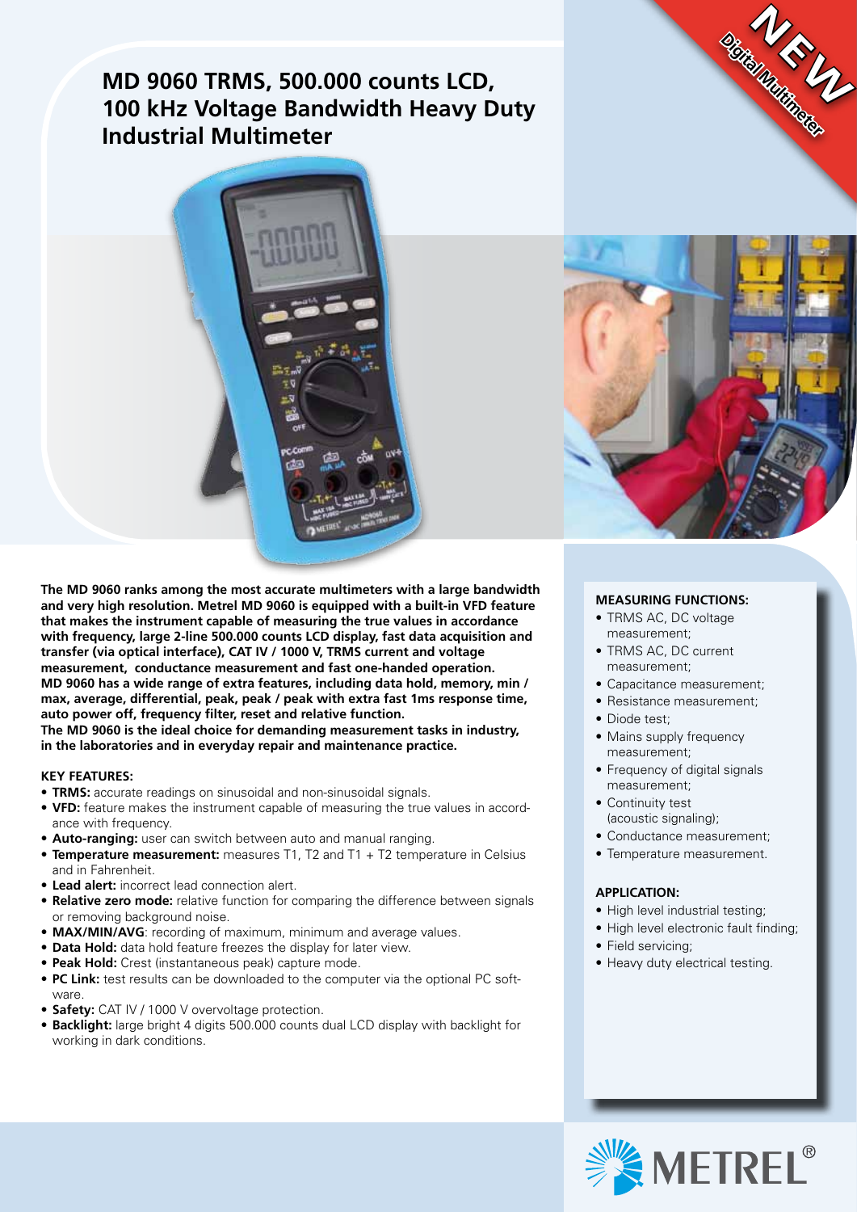# MD 9060 TRMS, 500.000 counts LCD, 100 kHz Voltage Bandwidth Heavy Duty Industrial Multimeter

NEW Digital Multimeter

**The MD 9060 ranks among the most accurate multimeters with a large bandwidth and very high resolution. Metrel MD 9060 is equipped with a built-in VFD feature that makes the instrument capable of measuring the true values in accordance with frequency, large 2-line 500.000 counts LCD display, fast data acquisition and transfer (via optical interface), CAT IV / 1000 V, TRMS current and voltage measurement, conductance measurement and fast one-handed operation. MD 9060 has a wide range of extra features, including data hold, memory, min / max, average, differential, peak, peak / peak with extra fast 1ms response time, auto power off, frequency filter, reset and relative function.**
**The MD 9060 is the ideal choice for demanding measurement tasks in industry, in the laboratories and in everyday repair and maintenance practice.**

### KEY FEATURES:

- **TRMS:** accurate readings on sinusoidal and non-sinusoidal signals.
- **VFD:** feature makes the instrument capable of measuring the true values in accordance with frequency.
- **Auto-ranging:** user can switch between auto and manual ranging.
- **Temperature measurement:** measures T1, T2 and T1 + T2 temperature in Celsius and in Fahrenheit.
- **Lead alert:** incorrect lead connection alert.
- **Relative zero mode:** relative function for comparing the difference between signals or removing background noise.
- **MAX/MIN/AVG**: recording of maximum, minimum and average values.
- **Data Hold:** data hold feature freezes the display for later view.
- **Peak Hold:** Crest (instantaneous peak) capture mode.
- **PC Link:** test results can be downloaded to the computer via the optional PC software.
- **Safety:** CAT IV / 1000 V overvoltage protection.
- **Backlight:** large bright 4 digits 500.000 counts dual LCD display with backlight for working in dark conditions.

### MEASURING FUNCTIONS:

- TRMS AC, DC voltage measurement;
- TRMS AC, DC current measurement;
- Capacitance measurement;
- Resistance measurement;
- Diode test;
- Mains supply frequency measurement;
- Frequency of digital signals measurement;
- Continuity test (acoustic signaling);
- Conductance measurement;
- Temperature measurement.

### APPLICATION:

- High level industrial testing;
- High level electronic fault finding;
- Field servicing;
- Heavy duty electrical testing.

METREL®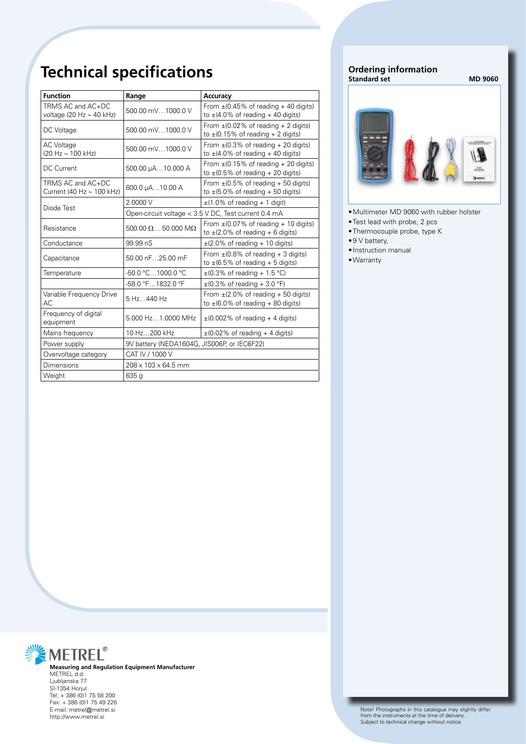# Technical specifications

| Function | Range | Accuracy |
|---|---|---|
| TRMS AC and AC+DC voltage (20 Hz ~ 40 kHz) | 500.00 mV…1000.0 V | From ±(0.45% of reading + 40 digits) to ±(4.0% of reading + 40 digits) |
| DC Voltage | 500.00 mV…1000.0 V | From ±(0.02% of reading + 2 digits) to ±(0.15% of reading + 2 digits) |
| AC Voltage (20 Hz ~ 100 kHz) | 500.00 mV…1000.0 V | From ±(0.3% of reading + 20 digits) to ±(4.0% of reading + 40 digits) |
| DC Current | 500.00 µA…10.000 A | From ±(0.15% of reading + 20 digits) to ±(0.5% of reading + 20 digits) |
| TRMS AC and AC+DC Current (40 Hz ~ 100 kHz) | 600.0 µA…10.00 A | From ±(0.5% of reading + 50 digits) to ±(5.0% of reading + 50 digits) |
| Diode Test | 2.0000 V | ±(1.0% of reading + 1 digit) |
| | Open-circuit voltage < 3.5 V DC, Test current 0.4 mA | |
| Resistance | 500.00 Ω… 50.000 MΩ | From ±(0.07% of reading + 10 digits) to ±(2.0% of reading + 6 digits) |
| Conductance | 99.99 nS | ±(2.0% of reading + 10 digits) |
| Capacitance | 50.00 nF…25.00 mF | From ±(0.8% of reading + 3 digits) to ±(6.5% of reading + 5 digits) |
| Temperature | -50.0 °C…1000.0 °C | ±(0.3% of reading + 1.5 °C) |
| | -58.0 °F…1832.0 °F | ±(0.3% of reading + 3.0 °F) |
| Variable Frequency Drive AC | 5 Hz…440 Hz | From ±(2.0% of reading + 50 digits) to ±(6.0% of reading + 80 digits) |
| Frequency of digital equipment | 5.000 Hz…1.0000 MHz | ±(0.002% of reading + 4 digits) |
| Mains frequency | 10 Hz…200 kHz | ±(0.02% of reading + 4 digits) |
| Power supply | 9V battery (NEDA1604G, JIS006P, or IEC6F22) | |
| Overvoltage category | CAT IV / 1000 V | |
| Dimensions | 208 x 103 x 64.5 mm | |
| Weight | 635 g | |

## Ordering information

**Standard set** **MD 9060**

- Multimeter MD 9060 with rubber holster
- Test lead with probe, 2 pcs
- Thermocouple probe, type K
- 9 V battery,
- Instruction manual
- Warranty

METREL®

**Measuring and Regulation Equipment Manufacturer**
METREL d.d.
Ljubljanska 77
SI-1354 Horjul
Tel: + 386 (0)1 75 58 200
Fax: + 386 (0)1 75 49 226
E-mail: metrel@metrel.si
http://www.metrel.si

Note! Photographs in this catalogue may slightly differ from the instruments at the time of delivery.
Subject to technical change without notice.